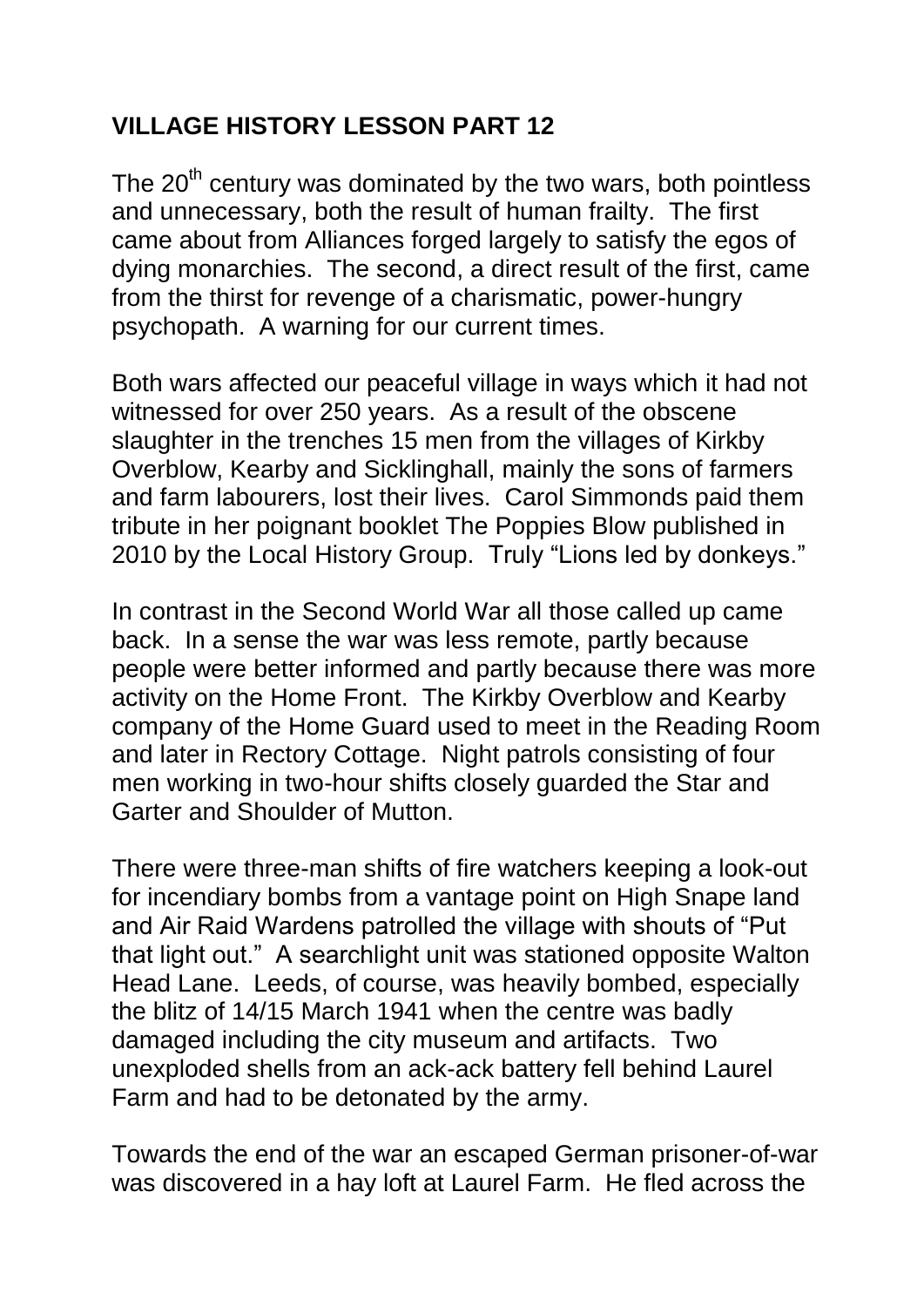# VILLAGE HISTORY LESSON PART 12

The 20th century was dominated by the two wars, both pointless and unnecessary, both the result of human frailty. The first came about from Alliances forged largely to satisfy the egos of dying monarchies. The second, a direct result of the first, came from the thirst for revenge of a charismatic, power-hungry psychopath. A warning for our current times.

Both wars affected our peaceful village in ways which it had not witnessed for over 250 years. As a result of the obscene slaughter in the trenches 15 men from the villages of Kirkby Overblow, Kearby and Sicklinghall, mainly the sons of farmers and farm labourers, lost their lives. Carol Simmonds paid them tribute in her poignant booklet The Poppies Blow published in 2010 by the Local History Group. Truly "Lions led by donkeys."

In contrast in the Second World War all those called up came back. In a sense the war was less remote, partly because people were better informed and partly because there was more activity on the Home Front. The Kirkby Overblow and Kearby company of the Home Guard used to meet in the Reading Room and later in Rectory Cottage. Night patrols consisting of four men working in two-hour shifts closely guarded the Star and Garter and Shoulder of Mutton.

There were three-man shifts of fire watchers keeping a look-out for incendiary bombs from a vantage point on High Snape land and Air Raid Wardens patrolled the village with shouts of "Put that light out." A searchlight unit was stationed opposite Walton Head Lane. Leeds, of course, was heavily bombed, especially the blitz of 14/15 March 1941 when the centre was badly damaged including the city museum and artifacts. Two unexploded shells from an ack-ack battery fell behind Laurel Farm and had to be detonated by the army.

Towards the end of the war an escaped German prisoner-of-war was discovered in a hay loft at Laurel Farm. He fled across the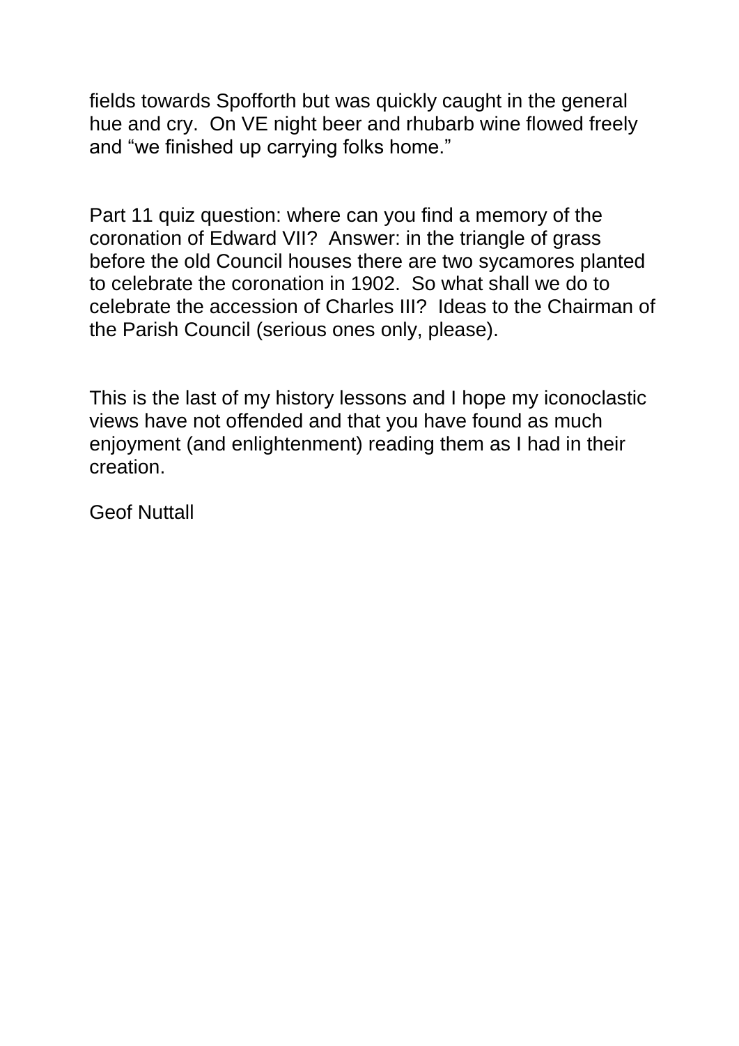fields towards Spofforth but was quickly caught in the general hue and cry. On VE night beer and rhubarb wine flowed freely and “we finished up carrying folks home.”

Part 11 quiz question: where can you find a memory of the coronation of Edward VII? Answer: in the triangle of grass before the old Council houses there are two sycamores planted to celebrate the coronation in 1902. So what shall we do to celebrate the accession of Charles III? Ideas to the Chairman of the Parish Council (serious ones only, please).

This is the last of my history lessons and I hope my iconoclastic views have not offended and that you have found as much enjoyment (and enlightenment) reading them as I had in their creation.

Geof Nuttall